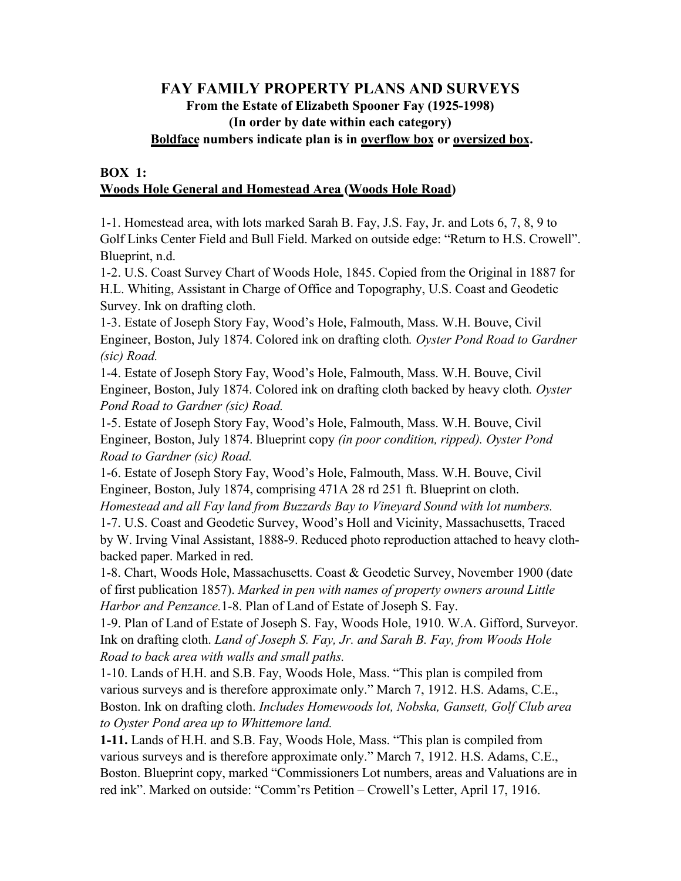# FAY FAMILY PROPERTY PLANS AND SURVEYS

**From the Estate of Elizabeth Spooner Fay (1925-1998)**
**(In order by date within each category)**
**Boldface numbers indicate plan is in overflow box or oversized box.**

## BOX 1:

### Woods Hole General and Homestead Area (Woods Hole Road)

1-1. Homestead area, with lots marked Sarah B. Fay, J.S. Fay, Jr. and Lots 6, 7, 8, 9 to Golf Links Center Field and Bull Field. Marked on outside edge: "Return to H.S. Crowell". Blueprint, n.d.

1-2. U.S. Coast Survey Chart of Woods Hole, 1845. Copied from the Original in 1887 for H.L. Whiting, Assistant in Charge of Office and Topography, U.S. Coast and Geodetic Survey. Ink on drafting cloth.

1-3. Estate of Joseph Story Fay, Wood's Hole, Falmouth, Mass. W.H. Bouve, Civil Engineer, Boston, July 1874. Colored ink on drafting cloth*. Oyster Pond Road to Gardner (sic) Road.*

1-4. Estate of Joseph Story Fay, Wood's Hole, Falmouth, Mass. W.H. Bouve, Civil Engineer, Boston, July 1874. Colored ink on drafting cloth backed by heavy cloth*. Oyster Pond Road to Gardner (sic) Road.*

1-5. Estate of Joseph Story Fay, Wood's Hole, Falmouth, Mass. W.H. Bouve, Civil Engineer, Boston, July 1874. Blueprint copy *(in poor condition, ripped). Oyster Pond Road to Gardner (sic) Road.*

1-6. Estate of Joseph Story Fay, Wood's Hole, Falmouth, Mass. W.H. Bouve, Civil Engineer, Boston, July 1874, comprising 471A 28 rd 251 ft. Blueprint on cloth. *Homestead and all Fay land from Buzzards Bay to Vineyard Sound with lot numbers.*

1-7. U.S. Coast and Geodetic Survey, Wood's Holl and Vicinity, Massachusetts, Traced by W. Irving Vinal Assistant, 1888-9. Reduced photo reproduction attached to heavy cloth-backed paper. Marked in red.

1-8. Chart, Woods Hole, Massachusetts. Coast & Geodetic Survey, November 1900 (date of first publication 1857). *Marked in pen with names of property owners around Little Harbor and Penzance.*1-8. Plan of Land of Estate of Joseph S. Fay.

1-9. Plan of Land of Estate of Joseph S. Fay, Woods Hole, 1910. W.A. Gifford, Surveyor. Ink on drafting cloth. *Land of Joseph S. Fay, Jr. and Sarah B. Fay, from Woods Hole Road to back area with walls and small paths.*

1-10. Lands of H.H. and S.B. Fay, Woods Hole, Mass. "This plan is compiled from various surveys and is therefore approximate only." March 7, 1912. H.S. Adams, C.E., Boston. Ink on drafting cloth. *Includes Homewoods lot, Nobska, Gansett, Golf Club area to Oyster Pond area up to Whittemore land.*

**1-11.** Lands of H.H. and S.B. Fay, Woods Hole, Mass. "This plan is compiled from various surveys and is therefore approximate only." March 7, 1912. H.S. Adams, C.E., Boston. Blueprint copy, marked "Commissioners Lot numbers, areas and Valuations are in red ink". Marked on outside: "Comm'rs Petition – Crowell's Letter, April 17, 1916.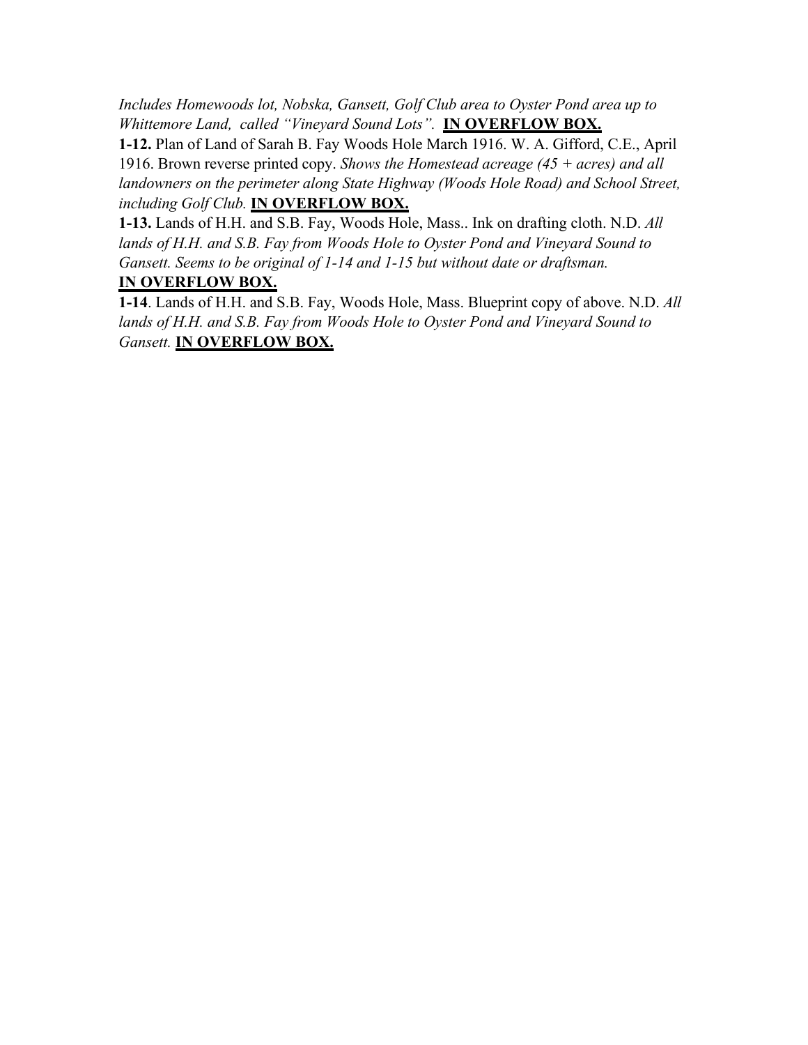*Includes Homewoods lot, Nobska, Gansett, Golf Club area to Oyster Pond area up to Whittemore Land, called "Vineyard Sound Lots".* **IN OVERFLOW BOX.**

**1-12.** Plan of Land of Sarah B. Fay Woods Hole March 1916. W. A. Gifford, C.E., April 1916. Brown reverse printed copy. *Shows the Homestead acreage (45 + acres) and all landowners on the perimeter along State Highway (Woods Hole Road) and School Street, including Golf Club.* **IN OVERFLOW BOX.**

**1-13.** Lands of H.H. and S.B. Fay, Woods Hole, Mass.. Ink on drafting cloth. N.D. *All lands of H.H. and S.B. Fay from Woods Hole to Oyster Pond and Vineyard Sound to Gansett. Seems to be original of 1-14 and 1-15 but without date or draftsman.* **IN OVERFLOW BOX.**

**1-14**. Lands of H.H. and S.B. Fay, Woods Hole, Mass. Blueprint copy of above. N.D. *All lands of H.H. and S.B. Fay from Woods Hole to Oyster Pond and Vineyard Sound to Gansett.* **IN OVERFLOW BOX.**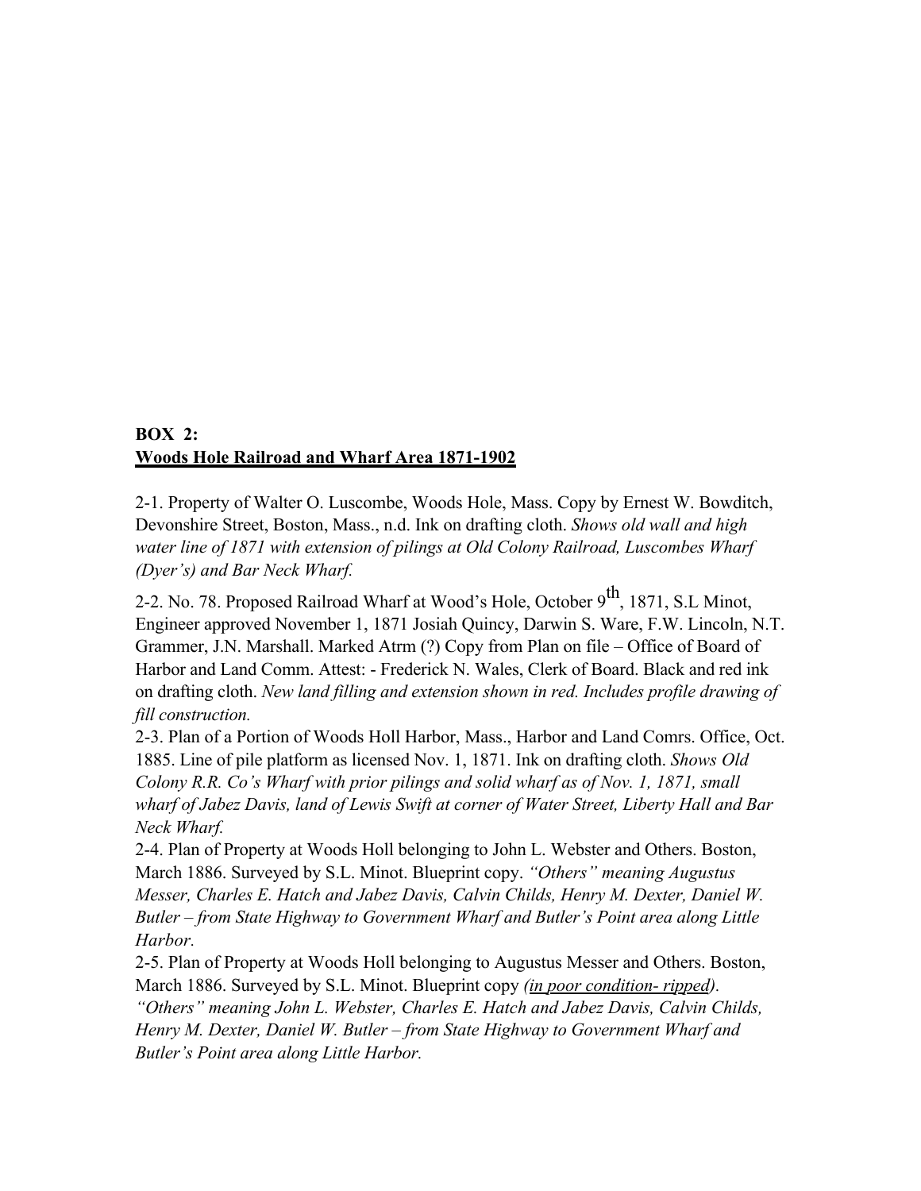**BOX 2:**
**<u>Woods Hole Railroad and Wharf Area 1871-1902</u>**

2-1. Property of Walter O. Luscombe, Woods Hole, Mass. Copy by Ernest W. Bowditch, Devonshire Street, Boston, Mass., n.d. Ink on drafting cloth. *Shows old wall and high water line of 1871 with extension of pilings at Old Colony Railroad, Luscombes Wharf (Dyer's) and Bar Neck Wharf.*

2-2. No. 78. Proposed Railroad Wharf at Wood's Hole, October 9th, 1871, S.L Minot, Engineer approved November 1, 1871 Josiah Quincy, Darwin S. Ware, F.W. Lincoln, N.T. Grammer, J.N. Marshall. Marked Atrm (?) Copy from Plan on file – Office of Board of Harbor and Land Comm. Attest: - Frederick N. Wales, Clerk of Board. Black and red ink on drafting cloth. *New land filling and extension shown in red. Includes profile drawing of fill construction.*

2-3. Plan of a Portion of Woods Holl Harbor, Mass., Harbor and Land Comrs. Office, Oct. 1885. Line of pile platform as licensed Nov. 1, 1871. Ink on drafting cloth. *Shows Old Colony R.R. Co's Wharf with prior pilings and solid wharf as of Nov. 1, 1871, small wharf of Jabez Davis, land of Lewis Swift at corner of Water Street, Liberty Hall and Bar Neck Wharf.*

2-4. Plan of Property at Woods Holl belonging to John L. Webster and Others. Boston, March 1886. Surveyed by S.L. Minot. Blueprint copy. *"Others" meaning Augustus Messer, Charles E. Hatch and Jabez Davis, Calvin Childs, Henry M. Dexter, Daniel W. Butler – from State Highway to Government Wharf and Butler's Point area along Little Harbor.*

2-5. Plan of Property at Woods Holl belonging to Augustus Messer and Others. Boston, March 1886. Surveyed by S.L. Minot. Blueprint copy *(<u>in poor condition- ripped</u>). "Others" meaning John L. Webster, Charles E. Hatch and Jabez Davis, Calvin Childs, Henry M. Dexter, Daniel W. Butler – from State Highway to Government Wharf and Butler's Point area along Little Harbor.*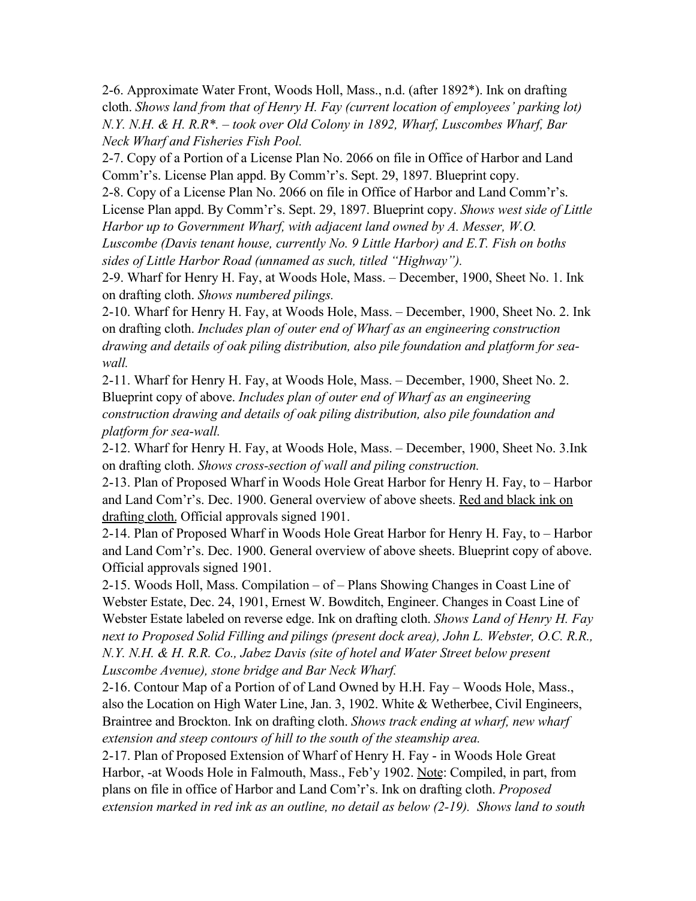2-6. Approximate Water Front, Woods Holl, Mass., n.d. (after 1892*). Ink on drafting cloth. *Shows land from that of Henry H. Fay (current location of employees' parking lot) N.Y. N.H. & H. R.R*. – took over Old Colony in 1892, Wharf, Luscombes Wharf, Bar Neck Wharf and Fisheries Fish Pool.*

2-7. Copy of a Portion of a License Plan No. 2066 on file in Office of Harbor and Land Comm'r's. License Plan appd. By Comm'r's. Sept. 29, 1897. Blueprint copy.

2-8. Copy of a License Plan No. 2066 on file in Office of Harbor and Land Comm'r's. License Plan appd. By Comm'r's. Sept. 29, 1897. Blueprint copy. *Shows west side of Little Harbor up to Government Wharf, with adjacent land owned by A. Messer, W.O. Luscombe (Davis tenant house, currently No. 9 Little Harbor) and E.T. Fish on boths sides of Little Harbor Road (unnamed as such, titled "Highway").*

2-9. Wharf for Henry H. Fay, at Woods Hole, Mass. – December, 1900, Sheet No. 1. Ink on drafting cloth. *Shows numbered pilings.*

2-10. Wharf for Henry H. Fay, at Woods Hole, Mass. – December, 1900, Sheet No. 2. Ink on drafting cloth. *Includes plan of outer end of Wharf as an engineering construction drawing and details of oak piling distribution, also pile foundation and platform for sea-wall.*

2-11. Wharf for Henry H. Fay, at Woods Hole, Mass. – December, 1900, Sheet No. 2. Blueprint copy of above. *Includes plan of outer end of Wharf as an engineering construction drawing and details of oak piling distribution, also pile foundation and platform for sea-wall.*

2-12. Wharf for Henry H. Fay, at Woods Hole, Mass. – December, 1900, Sheet No. 3.Ink on drafting cloth. *Shows cross-section of wall and piling construction.*

2-13. Plan of Proposed Wharf in Woods Hole Great Harbor for Henry H. Fay, to – Harbor and Land Com'r's. Dec. 1900. General overview of above sheets. Red and black ink on drafting cloth. Official approvals signed 1901.

2-14. Plan of Proposed Wharf in Woods Hole Great Harbor for Henry H. Fay, to – Harbor and Land Com'r's. Dec. 1900. General overview of above sheets. Blueprint copy of above. Official approvals signed 1901.

2-15. Woods Holl, Mass. Compilation – of – Plans Showing Changes in Coast Line of Webster Estate, Dec. 24, 1901, Ernest W. Bowditch, Engineer. Changes in Coast Line of Webster Estate labeled on reverse edge. Ink on drafting cloth. *Shows Land of Henry H. Fay next to Proposed Solid Filling and pilings (present dock area), John L. Webster, O.C. R.R., N.Y. N.H. & H. R.R. Co., Jabez Davis (site of hotel and Water Street below present Luscombe Avenue), stone bridge and Bar Neck Wharf.*

2-16. Contour Map of a Portion of of Land Owned by H.H. Fay – Woods Hole, Mass., also the Location on High Water Line, Jan. 3, 1902. White & Wetherbee, Civil Engineers, Braintree and Brockton. Ink on drafting cloth. *Shows track ending at wharf, new wharf extension and steep contours of hill to the south of the steamship area.*

2-17. Plan of Proposed Extension of Wharf of Henry H. Fay - in Woods Hole Great Harbor, -at Woods Hole in Falmouth, Mass., Feb'y 1902. Note: Compiled, in part, from plans on file in office of Harbor and Land Com'r's. Ink on drafting cloth. *Proposed extension marked in red ink as an outline, no detail as below (2-19). Shows land to south*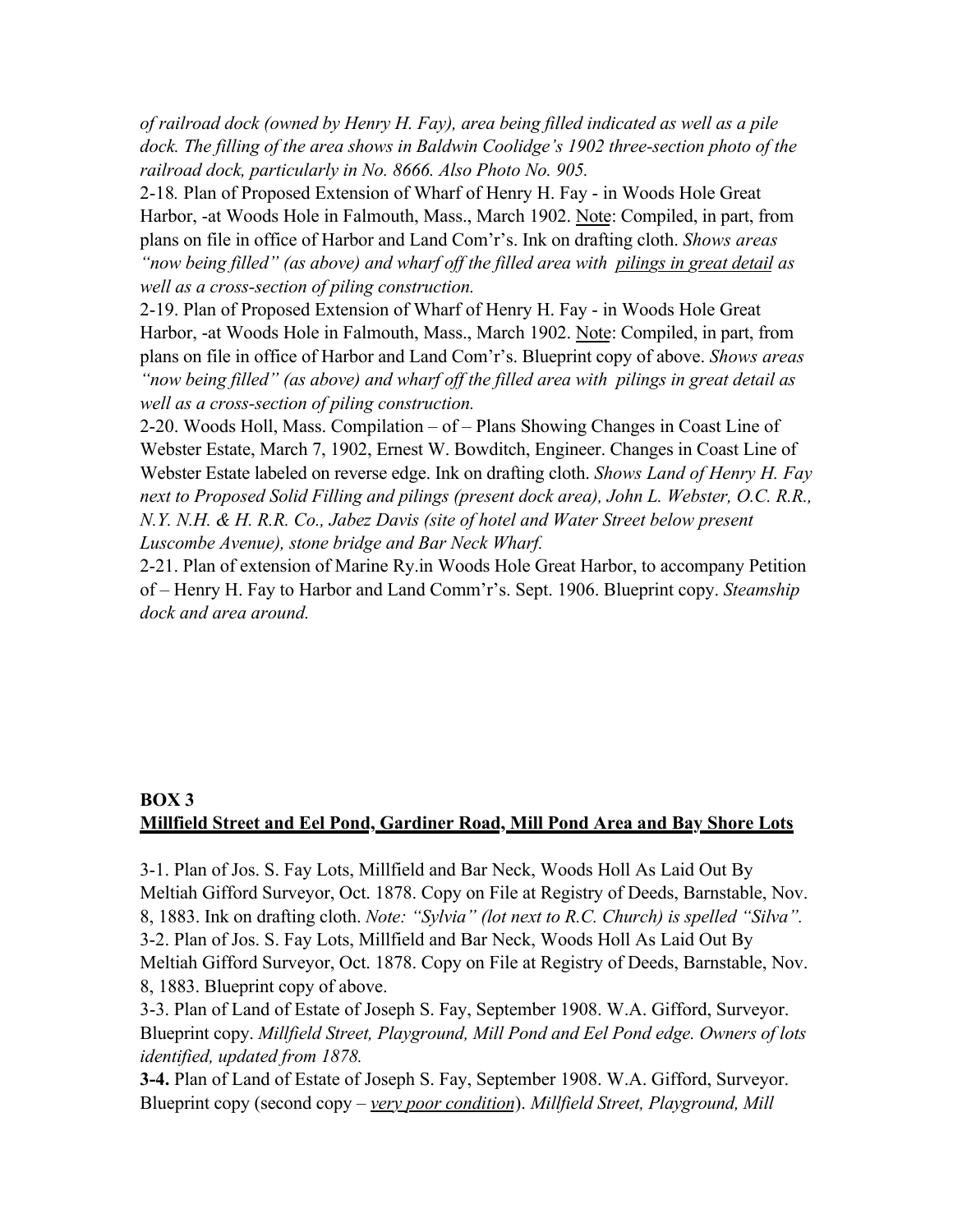*of railroad dock (owned by Henry H. Fay), area being filled indicated as well as a pile dock. The filling of the area shows in Baldwin Coolidge's 1902 three-section photo of the railroad dock, particularly in No. 8666. Also Photo No. 905.*

2-18. Plan of Proposed Extension of Wharf of Henry H. Fay - in Woods Hole Great Harbor, -at Woods Hole in Falmouth, Mass., March 1902. <u>Note</u>: Compiled, in part, from plans on file in office of Harbor and Land Com'r's. Ink on drafting cloth. *Shows areas "now being filled" (as above) and wharf off the filled area with <u>pilings in great detail</u> as well as a cross-section of piling construction.*

2-19. Plan of Proposed Extension of Wharf of Henry H. Fay - in Woods Hole Great Harbor, -at Woods Hole in Falmouth, Mass., March 1902. <u>Note</u>: Compiled, in part, from plans on file in office of Harbor and Land Com'r's. Blueprint copy of above. *Shows areas "now being filled" (as above) and wharf off the filled area with pilings in great detail as well as a cross-section of piling construction.*

2-20. Woods Holl, Mass. Compilation – of – Plans Showing Changes in Coast Line of Webster Estate, March 7, 1902, Ernest W. Bowditch, Engineer. Changes in Coast Line of Webster Estate labeled on reverse edge. Ink on drafting cloth. *Shows Land of Henry H. Fay next to Proposed Solid Filling and pilings (present dock area), John L. Webster, O.C. R.R., N.Y. N.H. & H. R.R. Co., Jabez Davis (site of hotel and Water Street below present Luscombe Avenue), stone bridge and Bar Neck Wharf.*

2-21. Plan of extension of Marine Ry.in Woods Hole Great Harbor, to accompany Petition of – Henry H. Fay to Harbor and Land Comm'r's. Sept. 1906. Blueprint copy. *Steamship dock and area around.*

## BOX 3
## <u>Millfield Street and Eel Pond, Gardiner Road, Mill Pond Area and Bay Shore Lots</u>

3-1. Plan of Jos. S. Fay Lots, Millfield and Bar Neck, Woods Holl As Laid Out By Meltiah Gifford Surveyor, Oct. 1878. Copy on File at Registry of Deeds, Barnstable, Nov. 8, 1883. Ink on drafting cloth. *Note: "Sylvia" (lot next to R.C. Church) is spelled "Silva".*

3-2. Plan of Jos. S. Fay Lots, Millfield and Bar Neck, Woods Holl As Laid Out By Meltiah Gifford Surveyor, Oct. 1878. Copy on File at Registry of Deeds, Barnstable, Nov. 8, 1883. Blueprint copy of above.

3-3. Plan of Land of Estate of Joseph S. Fay, September 1908. W.A. Gifford, Surveyor. Blueprint copy. *Millfield Street, Playground, Mill Pond and Eel Pond edge. Owners of lots identified, updated from 1878.*

**3-4.** Plan of Land of Estate of Joseph S. Fay, September 1908. W.A. Gifford, Surveyor. Blueprint copy (second copy – *<u>very poor condition</u>*). *Millfield Street, Playground, Mill*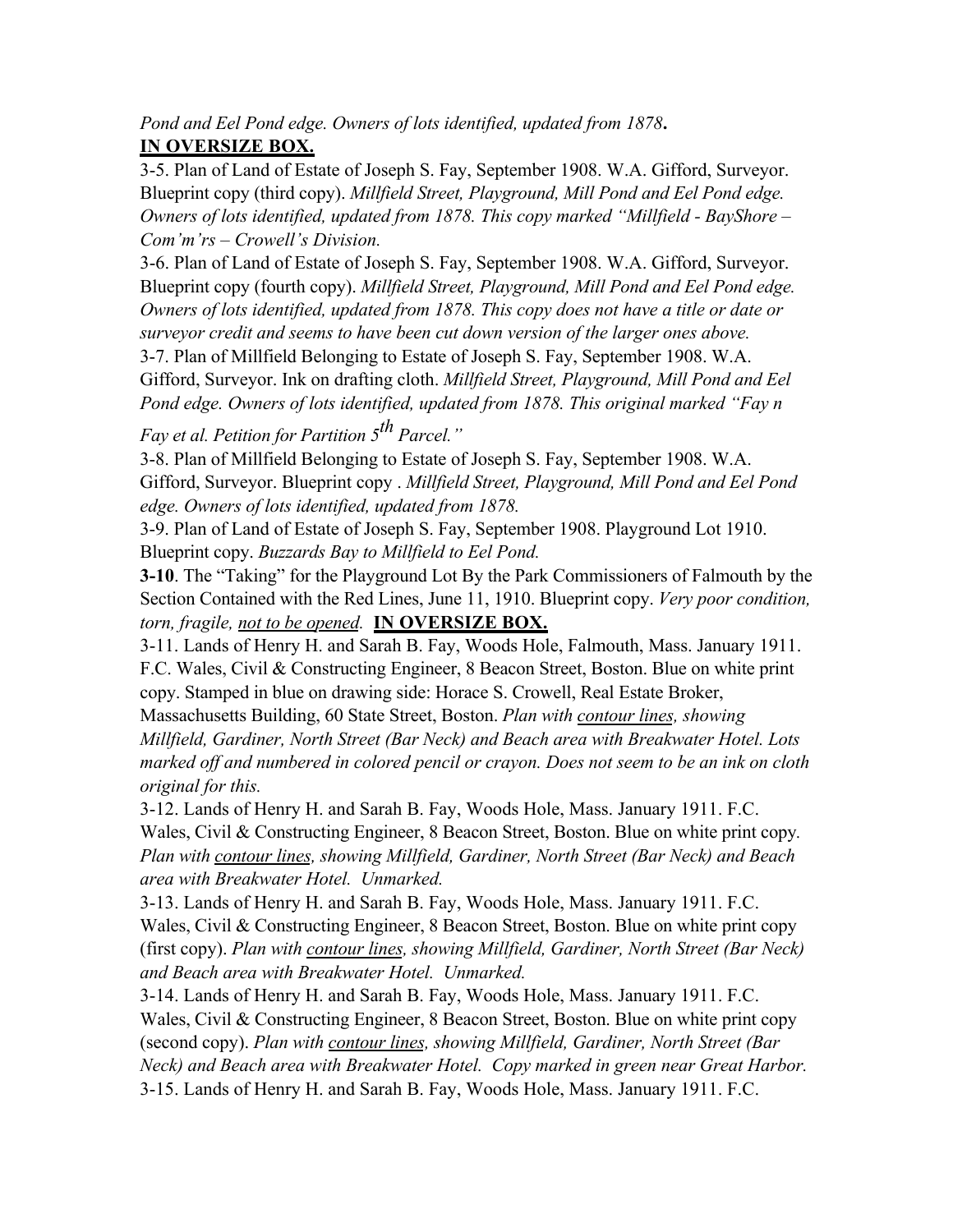*Pond and Eel Pond edge. Owners of lots identified, updated from 1878***.**
**<u>IN OVERSIZE BOX.</u>**

3-5. Plan of Land of Estate of Joseph S. Fay, September 1908. W.A. Gifford, Surveyor. Blueprint copy (third copy). *Millfield Street, Playground, Mill Pond and Eel Pond edge. Owners of lots identified, updated from 1878. This copy marked "Millfield - BayShore – Com'm'rs – Crowell's Division.*

3-6. Plan of Land of Estate of Joseph S. Fay, September 1908. W.A. Gifford, Surveyor. Blueprint copy (fourth copy). *Millfield Street, Playground, Mill Pond and Eel Pond edge. Owners of lots identified, updated from 1878. This copy does not have a title or date or surveyor credit and seems to have been cut down version of the larger ones above.*

3-7. Plan of Millfield Belonging to Estate of Joseph S. Fay, September 1908. W.A. Gifford, Surveyor. Ink on drafting cloth. *Millfield Street, Playground, Mill Pond and Eel Pond edge. Owners of lots identified, updated from 1878. This original marked "Fay n Fay et al. Petition for Partition 5th Parcel."*

3-8. Plan of Millfield Belonging to Estate of Joseph S. Fay, September 1908. W.A. Gifford, Surveyor. Blueprint copy . *Millfield Street, Playground, Mill Pond and Eel Pond edge. Owners of lots identified, updated from 1878.*

3-9. Plan of Land of Estate of Joseph S. Fay, September 1908. Playground Lot 1910. Blueprint copy. *Buzzards Bay to Millfield to Eel Pond.*

**3-10**. The "Taking" for the Playground Lot By the Park Commissioners of Falmouth by the Section Contained with the Red Lines, June 11, 1910. Blueprint copy. *Very poor condition, torn, fragile, <u>not to be opened</u>.* **<u>IN OVERSIZE BOX.</u>**

3-11. Lands of Henry H. and Sarah B. Fay, Woods Hole, Falmouth, Mass. January 1911. F.C. Wales, Civil & Constructing Engineer, 8 Beacon Street, Boston. Blue on white print copy. Stamped in blue on drawing side: Horace S. Crowell, Real Estate Broker, Massachusetts Building, 60 State Street, Boston. *Plan with <u>contour lines</u>, showing Millfield, Gardiner, North Street (Bar Neck) and Beach area with Breakwater Hotel. Lots marked off and numbered in colored pencil or crayon. Does not seem to be an ink on cloth original for this.*

3-12. Lands of Henry H. and Sarah B. Fay, Woods Hole, Mass. January 1911. F.C. Wales, Civil & Constructing Engineer, 8 Beacon Street, Boston. Blue on white print copy. *Plan with <u>contour lines</u>, showing Millfield, Gardiner, North Street (Bar Neck) and Beach area with Breakwater Hotel. Unmarked.*

3-13. Lands of Henry H. and Sarah B. Fay, Woods Hole, Mass. January 1911. F.C. Wales, Civil & Constructing Engineer, 8 Beacon Street, Boston. Blue on white print copy (first copy). *Plan with <u>contour lines</u>, showing Millfield, Gardiner, North Street (Bar Neck) and Beach area with Breakwater Hotel. Unmarked.*

3-14. Lands of Henry H. and Sarah B. Fay, Woods Hole, Mass. January 1911. F.C. Wales, Civil & Constructing Engineer, 8 Beacon Street, Boston. Blue on white print copy (second copy). *Plan with <u>contour lines</u>, showing Millfield, Gardiner, North Street (Bar Neck) and Beach area with Breakwater Hotel. Copy marked in green near Great Harbor.*

3-15. Lands of Henry H. and Sarah B. Fay, Woods Hole, Mass. January 1911. F.C.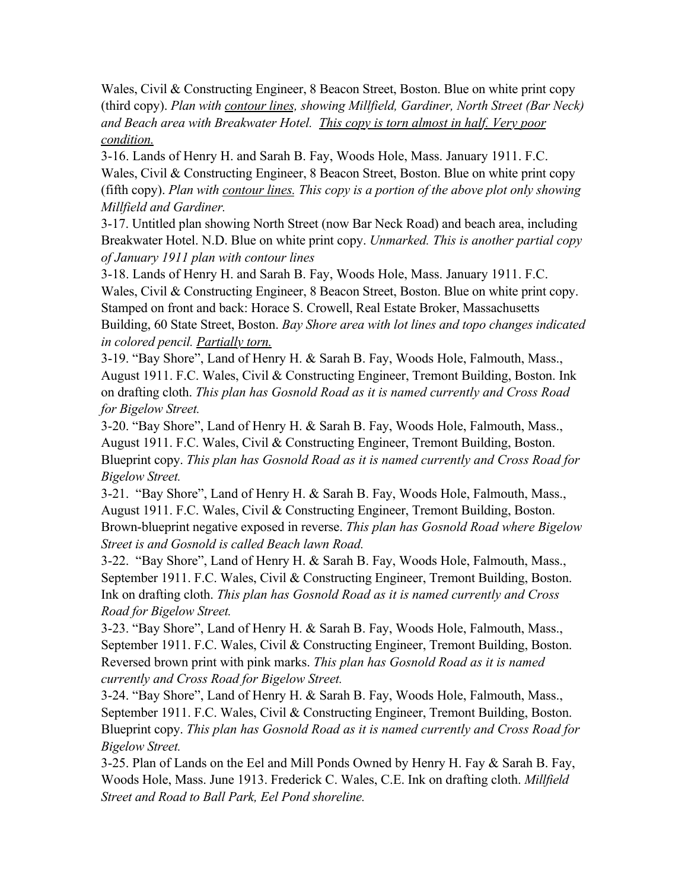Wales, Civil & Constructing Engineer, 8 Beacon Street, Boston. Blue on white print copy (third copy). *Plan with <u>contour lines</u>, showing Millfield, Gardiner, North Street (Bar Neck) and Beach area with Breakwater Hotel. <u>This copy is torn almost in half. Very poor condition.</u>*

3-16. Lands of Henry H. and Sarah B. Fay, Woods Hole, Mass. January 1911. F.C. Wales, Civil & Constructing Engineer, 8 Beacon Street, Boston. Blue on white print copy (fifth copy). *Plan with <u>contour lines</u>. This copy is a portion of the above plot only showing Millfield and Gardiner.*

3-17. Untitled plan showing North Street (now Bar Neck Road) and beach area, including Breakwater Hotel. N.D. Blue on white print copy. *Unmarked. This is another partial copy of January 1911 plan with contour lines*

3-18. Lands of Henry H. and Sarah B. Fay, Woods Hole, Mass. January 1911. F.C. Wales, Civil & Constructing Engineer, 8 Beacon Street, Boston. Blue on white print copy. Stamped on front and back: Horace S. Crowell, Real Estate Broker, Massachusetts Building, 60 State Street, Boston. *Bay Shore area with lot lines and topo changes indicated in colored pencil. <u>Partially torn.</u>*

3-19. "Bay Shore", Land of Henry H. & Sarah B. Fay, Woods Hole, Falmouth, Mass., August 1911. F.C. Wales, Civil & Constructing Engineer, Tremont Building, Boston. Ink on drafting cloth. *This plan has Gosnold Road as it is named currently and Cross Road for Bigelow Street.*

3-20. "Bay Shore", Land of Henry H. & Sarah B. Fay, Woods Hole, Falmouth, Mass., August 1911. F.C. Wales, Civil & Constructing Engineer, Tremont Building, Boston. Blueprint copy. *This plan has Gosnold Road as it is named currently and Cross Road for Bigelow Street.*

3-21. "Bay Shore", Land of Henry H. & Sarah B. Fay, Woods Hole, Falmouth, Mass., August 1911. F.C. Wales, Civil & Constructing Engineer, Tremont Building, Boston. Brown-blueprint negative exposed in reverse. *This plan has Gosnold Road where Bigelow Street is and Gosnold is called Beach lawn Road.*

3-22. "Bay Shore", Land of Henry H. & Sarah B. Fay, Woods Hole, Falmouth, Mass., September 1911. F.C. Wales, Civil & Constructing Engineer, Tremont Building, Boston. Ink on drafting cloth. *This plan has Gosnold Road as it is named currently and Cross Road for Bigelow Street.*

3-23. "Bay Shore", Land of Henry H. & Sarah B. Fay, Woods Hole, Falmouth, Mass., September 1911. F.C. Wales, Civil & Constructing Engineer, Tremont Building, Boston. Reversed brown print with pink marks. *This plan has Gosnold Road as it is named currently and Cross Road for Bigelow Street.*

3-24. "Bay Shore", Land of Henry H. & Sarah B. Fay, Woods Hole, Falmouth, Mass., September 1911. F.C. Wales, Civil & Constructing Engineer, Tremont Building, Boston. Blueprint copy. *This plan has Gosnold Road as it is named currently and Cross Road for Bigelow Street.*

3-25. Plan of Lands on the Eel and Mill Ponds Owned by Henry H. Fay & Sarah B. Fay, Woods Hole, Mass. June 1913. Frederick C. Wales, C.E. Ink on drafting cloth. *Millfield Street and Road to Ball Park, Eel Pond shoreline.*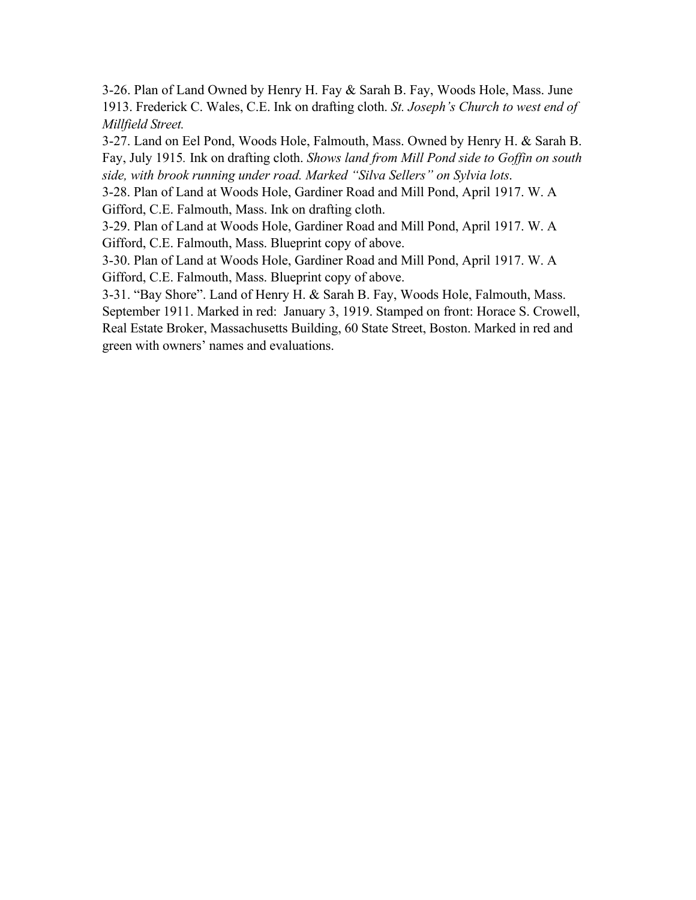3-26. Plan of Land Owned by Henry H. Fay & Sarah B. Fay, Woods Hole, Mass. June 1913. Frederick C. Wales, C.E. Ink on drafting cloth. *St. Joseph's Church to west end of Millfield Street.*

3-27. Land on Eel Pond, Woods Hole, Falmouth, Mass. Owned by Henry H. & Sarah B. Fay, July 1915. Ink on drafting cloth. *Shows land from Mill Pond side to Goffin on south side, with brook running under road. Marked "Silva Sellers" on Sylvia lots.*

3-28. Plan of Land at Woods Hole, Gardiner Road and Mill Pond, April 1917. W. A Gifford, C.E. Falmouth, Mass. Ink on drafting cloth.

3-29. Plan of Land at Woods Hole, Gardiner Road and Mill Pond, April 1917. W. A Gifford, C.E. Falmouth, Mass. Blueprint copy of above.

3-30. Plan of Land at Woods Hole, Gardiner Road and Mill Pond, April 1917. W. A Gifford, C.E. Falmouth, Mass. Blueprint copy of above.

3-31. "Bay Shore". Land of Henry H. & Sarah B. Fay, Woods Hole, Falmouth, Mass. September 1911. Marked in red: January 3, 1919. Stamped on front: Horace S. Crowell, Real Estate Broker, Massachusetts Building, 60 State Street, Boston. Marked in red and green with owners' names and evaluations.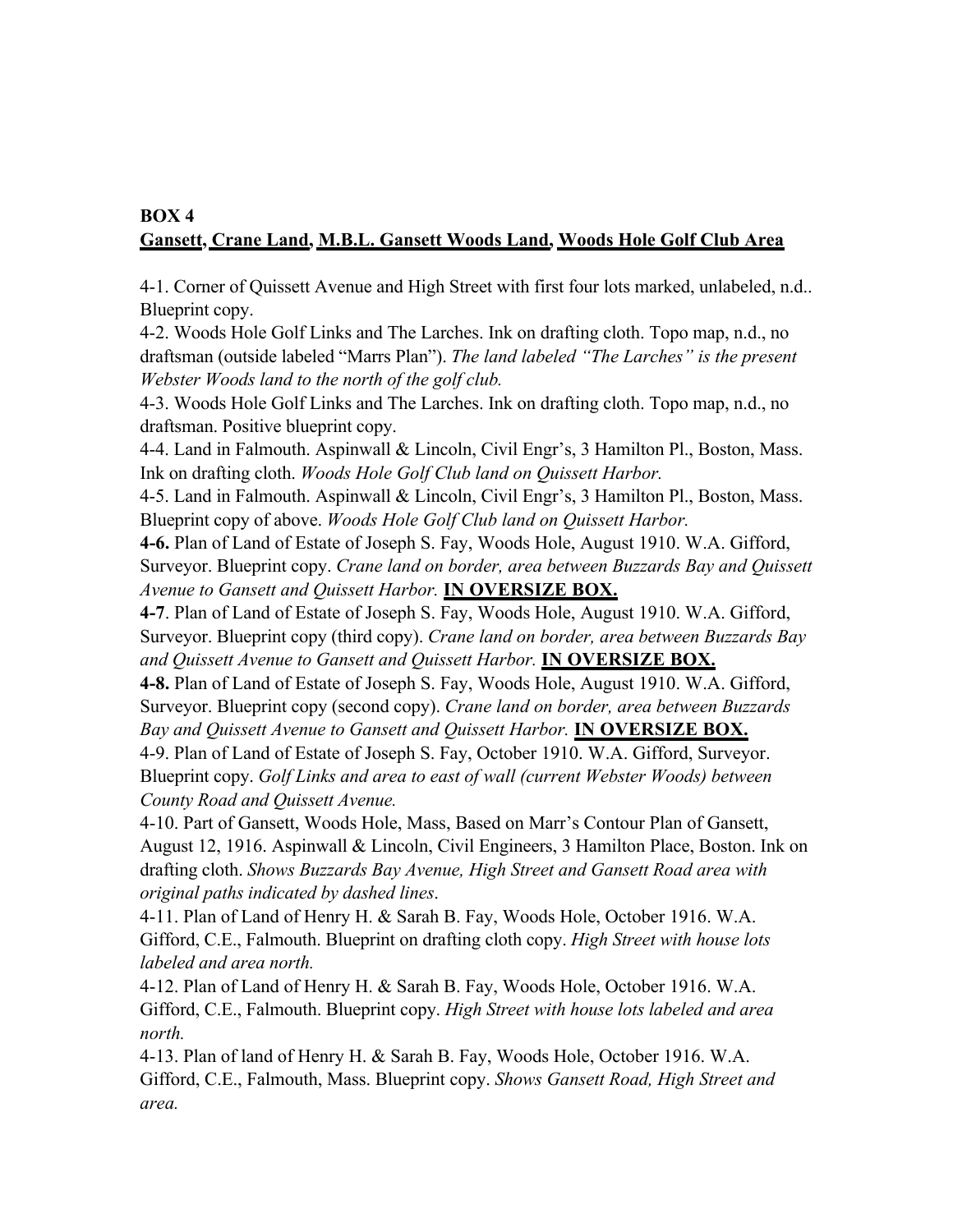**BOX 4**
**<u>Gansett, Crane Land, M.B.L. Gansett Woods Land, Woods Hole Golf Club Area</u>**

4-1. Corner of Quissett Avenue and High Street with first four lots marked, unlabeled, n.d.. Blueprint copy.

4-2. Woods Hole Golf Links and The Larches. Ink on drafting cloth. Topo map, n.d., no draftsman (outside labeled "Marrs Plan"). *The land labeled "The Larches" is the present Webster Woods land to the north of the golf club.*

4-3. Woods Hole Golf Links and The Larches. Ink on drafting cloth. Topo map, n.d., no draftsman. Positive blueprint copy.

4-4. Land in Falmouth. Aspinwall & Lincoln, Civil Engr's, 3 Hamilton Pl., Boston, Mass. Ink on drafting cloth. *Woods Hole Golf Club land on Quissett Harbor.*

4-5. Land in Falmouth. Aspinwall & Lincoln, Civil Engr's, 3 Hamilton Pl., Boston, Mass. Blueprint copy of above. *Woods Hole Golf Club land on Quissett Harbor.*

**4-6.** Plan of Land of Estate of Joseph S. Fay, Woods Hole, August 1910. W.A. Gifford, Surveyor. Blueprint copy. *Crane land on border, area between Buzzards Bay and Quissett Avenue to Gansett and Quissett Harbor.* **<u>IN OVERSIZE BOX.</u>**

**4-7**. Plan of Land of Estate of Joseph S. Fay, Woods Hole, August 1910. W.A. Gifford, Surveyor. Blueprint copy (third copy). *Crane land on border, area between Buzzards Bay and Quissett Avenue to Gansett and Quissett Harbor.* **<u>IN OVERSIZE BOX.</u>**

**4-8.** Plan of Land of Estate of Joseph S. Fay, Woods Hole, August 1910. W.A. Gifford, Surveyor. Blueprint copy (second copy). *Crane land on border, area between Buzzards Bay and Quissett Avenue to Gansett and Quissett Harbor.* **<u>IN OVERSIZE BOX.</u>**

4-9. Plan of Land of Estate of Joseph S. Fay, October 1910. W.A. Gifford, Surveyor. Blueprint copy. *Golf Links and area to east of wall (current Webster Woods) between County Road and Quissett Avenue.*

4-10. Part of Gansett, Woods Hole, Mass, Based on Marr's Contour Plan of Gansett, August 12, 1916. Aspinwall & Lincoln, Civil Engineers, 3 Hamilton Place, Boston. Ink on drafting cloth. *Shows Buzzards Bay Avenue, High Street and Gansett Road area with original paths indicated by dashed lines*.

4-11. Plan of Land of Henry H. & Sarah B. Fay, Woods Hole, October 1916. W.A. Gifford, C.E., Falmouth. Blueprint on drafting cloth copy. *High Street with house lots labeled and area north.*

4-12. Plan of Land of Henry H. & Sarah B. Fay, Woods Hole, October 1916. W.A. Gifford, C.E., Falmouth. Blueprint copy. *High Street with house lots labeled and area north.*

4-13. Plan of land of Henry H. & Sarah B. Fay, Woods Hole, October 1916. W.A. Gifford, C.E., Falmouth, Mass. Blueprint copy. *Shows Gansett Road, High Street and area.*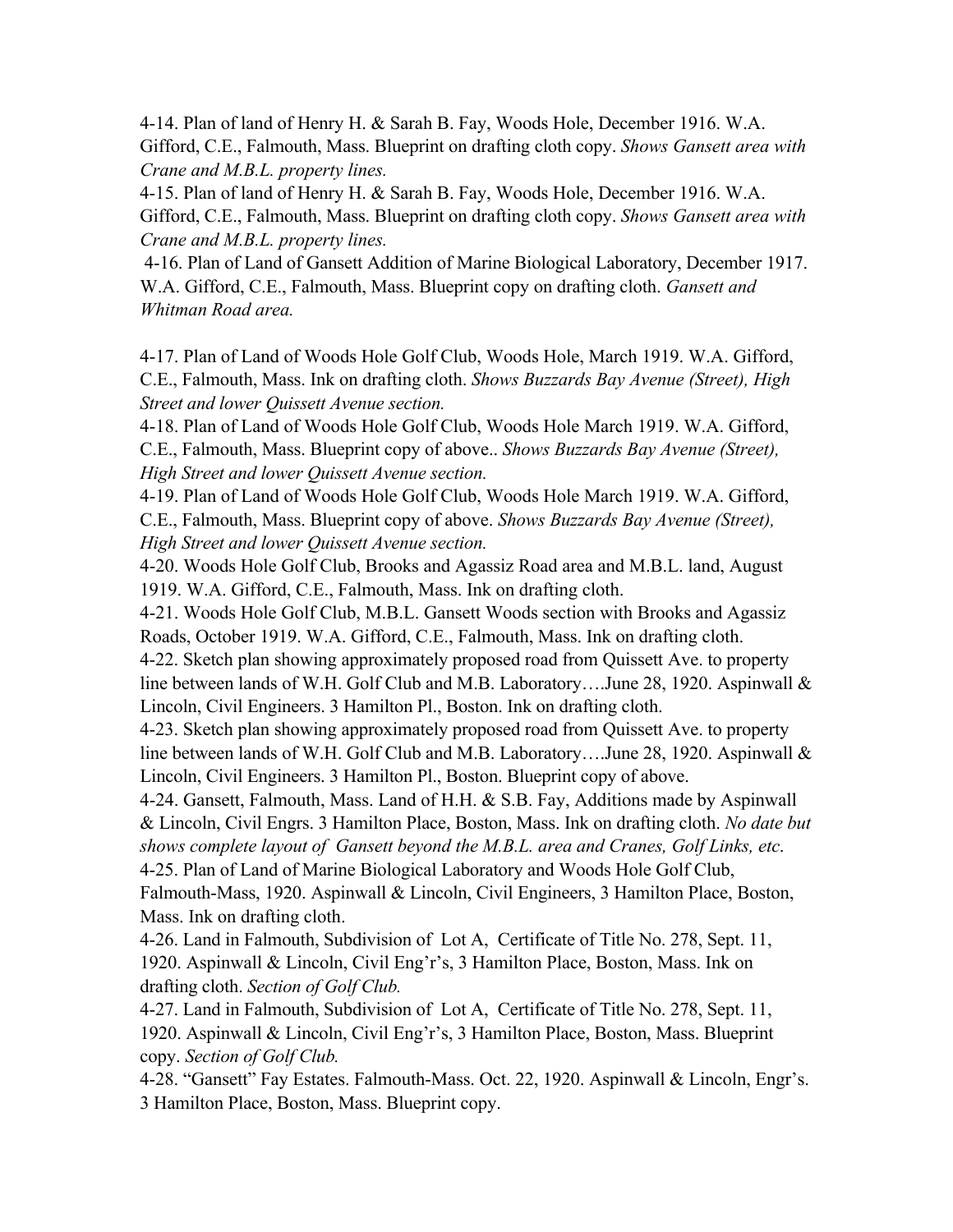4-14. Plan of land of Henry H. & Sarah B. Fay, Woods Hole, December 1916. W.A. Gifford, C.E., Falmouth, Mass. Blueprint on drafting cloth copy. *Shows Gansett area with Crane and M.B.L. property lines.*

4-15. Plan of land of Henry H. & Sarah B. Fay, Woods Hole, December 1916. W.A. Gifford, C.E., Falmouth, Mass. Blueprint on drafting cloth copy. *Shows Gansett area with Crane and M.B.L. property lines.*

4-16. Plan of Land of Gansett Addition of Marine Biological Laboratory, December 1917. W.A. Gifford, C.E., Falmouth, Mass. Blueprint copy on drafting cloth. *Gansett and Whitman Road area.*

4-17. Plan of Land of Woods Hole Golf Club, Woods Hole, March 1919. W.A. Gifford, C.E., Falmouth, Mass. Ink on drafting cloth. *Shows Buzzards Bay Avenue (Street), High Street and lower Quissett Avenue section.*

4-18. Plan of Land of Woods Hole Golf Club, Woods Hole March 1919. W.A. Gifford, C.E., Falmouth, Mass. Blueprint copy of above.. *Shows Buzzards Bay Avenue (Street), High Street and lower Quissett Avenue section.*

4-19. Plan of Land of Woods Hole Golf Club, Woods Hole March 1919. W.A. Gifford, C.E., Falmouth, Mass. Blueprint copy of above. *Shows Buzzards Bay Avenue (Street), High Street and lower Quissett Avenue section.*

4-20. Woods Hole Golf Club, Brooks and Agassiz Road area and M.B.L. land, August 1919. W.A. Gifford, C.E., Falmouth, Mass. Ink on drafting cloth.

4-21. Woods Hole Golf Club, M.B.L. Gansett Woods section with Brooks and Agassiz Roads, October 1919. W.A. Gifford, C.E., Falmouth, Mass. Ink on drafting cloth.

4-22. Sketch plan showing approximately proposed road from Quissett Ave. to property line between lands of W.H. Golf Club and M.B. Laboratory….June 28, 1920. Aspinwall & Lincoln, Civil Engineers. 3 Hamilton Pl., Boston. Ink on drafting cloth.

4-23. Sketch plan showing approximately proposed road from Quissett Ave. to property line between lands of W.H. Golf Club and M.B. Laboratory….June 28, 1920. Aspinwall & Lincoln, Civil Engineers. 3 Hamilton Pl., Boston. Blueprint copy of above.

4-24. Gansett, Falmouth, Mass. Land of H.H. & S.B. Fay, Additions made by Aspinwall & Lincoln, Civil Engrs. 3 Hamilton Place, Boston, Mass. Ink on drafting cloth. *No date but shows complete layout of Gansett beyond the M.B.L. area and Cranes, Golf Links, etc.*

4-25. Plan of Land of Marine Biological Laboratory and Woods Hole Golf Club, Falmouth-Mass, 1920. Aspinwall & Lincoln, Civil Engineers, 3 Hamilton Place, Boston, Mass. Ink on drafting cloth.

4-26. Land in Falmouth, Subdivision of Lot A, Certificate of Title No. 278, Sept. 11, 1920. Aspinwall & Lincoln, Civil Eng'r's, 3 Hamilton Place, Boston, Mass. Ink on drafting cloth. *Section of Golf Club.*

4-27. Land in Falmouth, Subdivision of Lot A, Certificate of Title No. 278, Sept. 11, 1920. Aspinwall & Lincoln, Civil Eng'r's, 3 Hamilton Place, Boston, Mass. Blueprint copy. *Section of Golf Club.*

4-28. "Gansett" Fay Estates. Falmouth-Mass. Oct. 22, 1920. Aspinwall & Lincoln, Engr's. 3 Hamilton Place, Boston, Mass. Blueprint copy.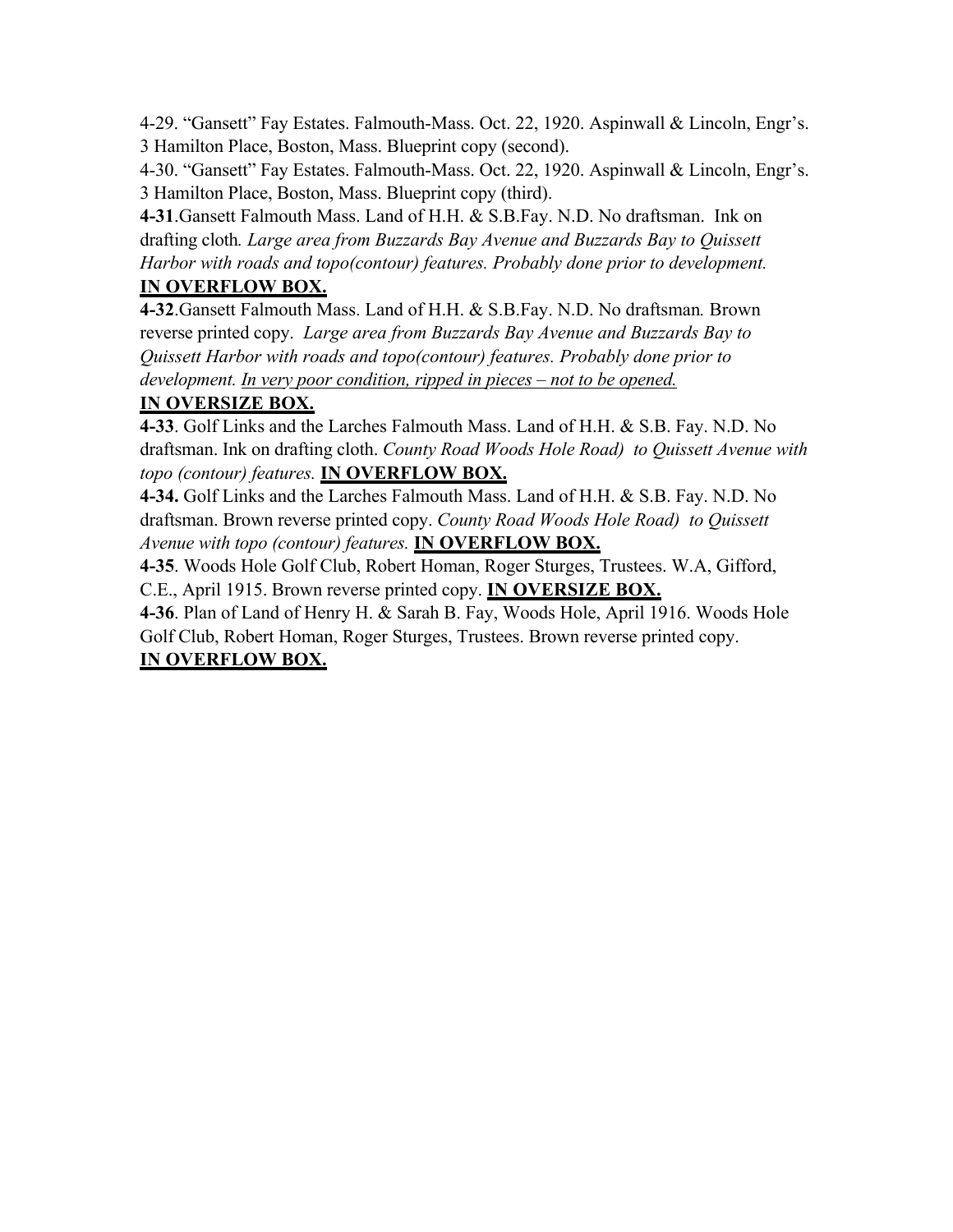4-29. "Gansett" Fay Estates. Falmouth-Mass. Oct. 22, 1920. Aspinwall & Lincoln, Engr's. 3 Hamilton Place, Boston, Mass. Blueprint copy (second).

4-30. "Gansett" Fay Estates. Falmouth-Mass. Oct. 22, 1920. Aspinwall & Lincoln, Engr's. 3 Hamilton Place, Boston, Mass. Blueprint copy (third).

**4-31**.Gansett Falmouth Mass. Land of H.H. & S.B.Fay. N.D. No draftsman. Ink on drafting cloth. *Large area from Buzzards Bay Avenue and Buzzards Bay to Quissett Harbor with roads and topo(contour) features. Probably done prior to development.* **IN OVERFLOW BOX.**

**4-32**.Gansett Falmouth Mass. Land of H.H. & S.B.Fay. N.D. No draftsman. Brown reverse printed copy. *Large area from Buzzards Bay Avenue and Buzzards Bay to Quissett Harbor with roads and topo(contour) features. Probably done prior to development.* <u>*In very poor condition, ripped in pieces – not to be opened.*</u> **IN OVERSIZE BOX.**

**4-33**. Golf Links and the Larches Falmouth Mass. Land of H.H. & S.B. Fay. N.D. No draftsman. Ink on drafting cloth. *County Road Woods Hole Road) to Quissett Avenue with topo (contour) features.* **IN OVERFLOW BOX.**

**4-34.** Golf Links and the Larches Falmouth Mass. Land of H.H. & S.B. Fay. N.D. No draftsman. Brown reverse printed copy. *County Road Woods Hole Road) to Quissett Avenue with topo (contour) features.* **IN OVERFLOW BOX.**

**4-35**. Woods Hole Golf Club, Robert Homan, Roger Sturges, Trustees. W.A, Gifford, C.E., April 1915. Brown reverse printed copy. **IN OVERSIZE BOX.**

**4-36**. Plan of Land of Henry H. & Sarah B. Fay, Woods Hole, April 1916. Woods Hole Golf Club, Robert Homan, Roger Sturges, Trustees. Brown reverse printed copy. **IN OVERFLOW BOX.**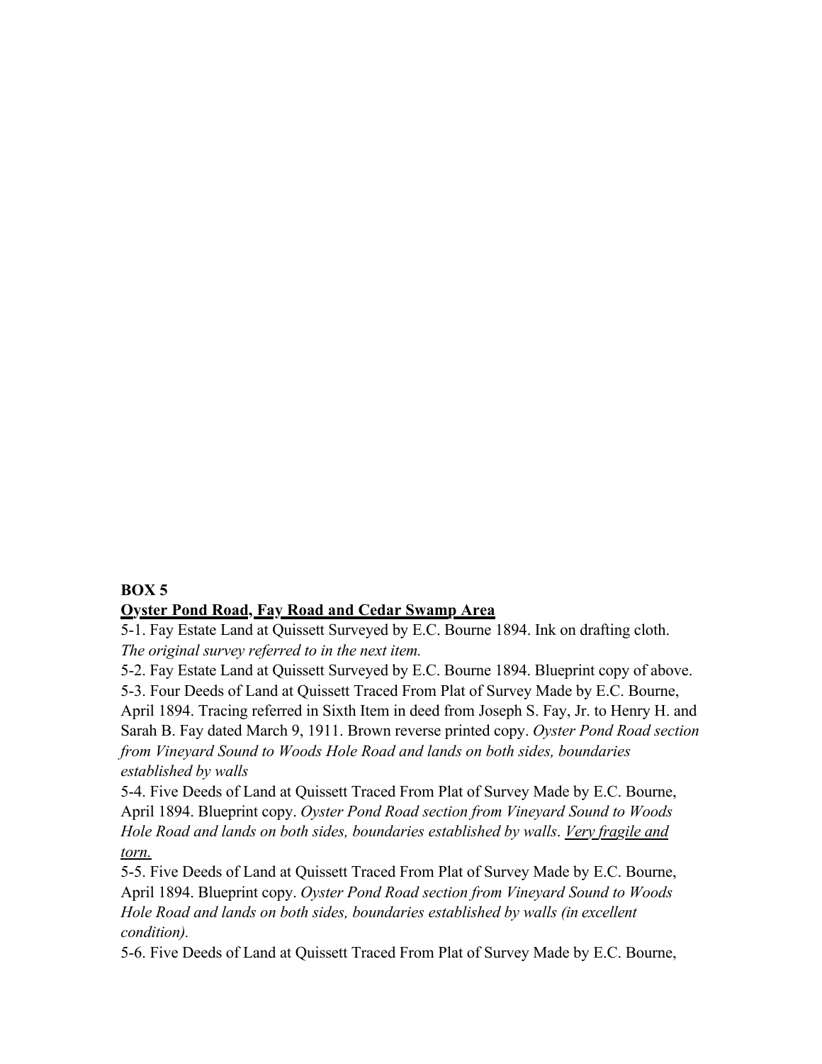**BOX 5**

**<u>Oyster Pond Road, Fay Road and Cedar Swamp Area</u>**

5-1. Fay Estate Land at Quissett Surveyed by E.C. Bourne 1894. Ink on drafting cloth. *The original survey referred to in the next item.*

5-2. Fay Estate Land at Quissett Surveyed by E.C. Bourne 1894. Blueprint copy of above.

5-3. Four Deeds of Land at Quissett Traced From Plat of Survey Made by E.C. Bourne, April 1894. Tracing referred in Sixth Item in deed from Joseph S. Fay, Jr. to Henry H. and Sarah B. Fay dated March 9, 1911. Brown reverse printed copy. *Oyster Pond Road section from Vineyard Sound to Woods Hole Road and lands on both sides, boundaries established by walls*

5-4. Five Deeds of Land at Quissett Traced From Plat of Survey Made by E.C. Bourne, April 1894. Blueprint copy. *Oyster Pond Road section from Vineyard Sound to Woods Hole Road and lands on both sides, boundaries established by walls*. *<u>Very fragile and torn.</u>*

5-5. Five Deeds of Land at Quissett Traced From Plat of Survey Made by E.C. Bourne, April 1894. Blueprint copy. *Oyster Pond Road section from Vineyard Sound to Woods Hole Road and lands on both sides, boundaries established by walls (in excellent condition).*

5-6. Five Deeds of Land at Quissett Traced From Plat of Survey Made by E.C. Bourne,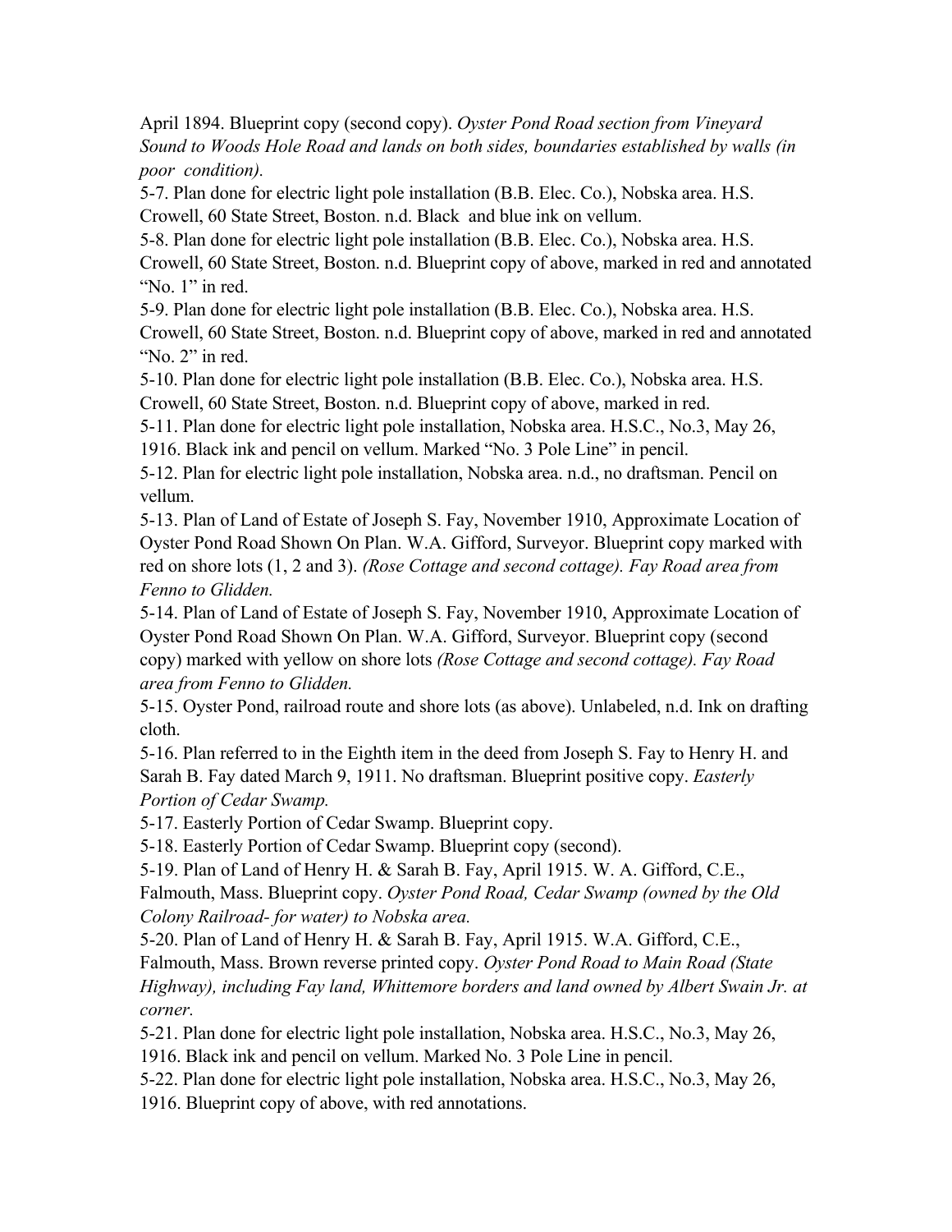April 1894. Blueprint copy (second copy). *Oyster Pond Road section from Vineyard Sound to Woods Hole Road and lands on both sides, boundaries established by walls (in poor condition).*

5-7. Plan done for electric light pole installation (B.B. Elec. Co.), Nobska area. H.S. Crowell, 60 State Street, Boston. n.d. Black and blue ink on vellum.

5-8. Plan done for electric light pole installation (B.B. Elec. Co.), Nobska area. H.S. Crowell, 60 State Street, Boston. n.d. Blueprint copy of above, marked in red and annotated "No. 1" in red.

5-9. Plan done for electric light pole installation (B.B. Elec. Co.), Nobska area. H.S. Crowell, 60 State Street, Boston. n.d. Blueprint copy of above, marked in red and annotated "No. 2" in red.

5-10. Plan done for electric light pole installation (B.B. Elec. Co.), Nobska area. H.S. Crowell, 60 State Street, Boston. n.d. Blueprint copy of above, marked in red.

5-11. Plan done for electric light pole installation, Nobska area. H.S.C., No.3, May 26, 1916. Black ink and pencil on vellum. Marked "No. 3 Pole Line" in pencil.

5-12. Plan for electric light pole installation, Nobska area. n.d., no draftsman. Pencil on vellum.

5-13. Plan of Land of Estate of Joseph S. Fay, November 1910, Approximate Location of Oyster Pond Road Shown On Plan. W.A. Gifford, Surveyor. Blueprint copy marked with red on shore lots (1, 2 and 3). *(Rose Cottage and second cottage). Fay Road area from Fenno to Glidden.*

5-14. Plan of Land of Estate of Joseph S. Fay, November 1910, Approximate Location of Oyster Pond Road Shown On Plan. W.A. Gifford, Surveyor. Blueprint copy (second copy) marked with yellow on shore lots *(Rose Cottage and second cottage). Fay Road area from Fenno to Glidden.*

5-15. Oyster Pond, railroad route and shore lots (as above). Unlabeled, n.d. Ink on drafting cloth.

5-16. Plan referred to in the Eighth item in the deed from Joseph S. Fay to Henry H. and Sarah B. Fay dated March 9, 1911. No draftsman. Blueprint positive copy. *Easterly Portion of Cedar Swamp.*

5-17. Easterly Portion of Cedar Swamp. Blueprint copy.

5-18. Easterly Portion of Cedar Swamp. Blueprint copy (second).

5-19. Plan of Land of Henry H. & Sarah B. Fay, April 1915. W. A. Gifford, C.E., Falmouth, Mass. Blueprint copy. *Oyster Pond Road, Cedar Swamp (owned by the Old Colony Railroad- for water) to Nobska area.*

5-20. Plan of Land of Henry H. & Sarah B. Fay, April 1915. W.A. Gifford, C.E., Falmouth, Mass. Brown reverse printed copy. *Oyster Pond Road to Main Road (State Highway), including Fay land, Whittemore borders and land owned by Albert Swain Jr. at corner.*

5-21. Plan done for electric light pole installation, Nobska area. H.S.C., No.3, May 26, 1916. Black ink and pencil on vellum. Marked No. 3 Pole Line in pencil.

5-22. Plan done for electric light pole installation, Nobska area. H.S.C., No.3, May 26, 1916. Blueprint copy of above, with red annotations.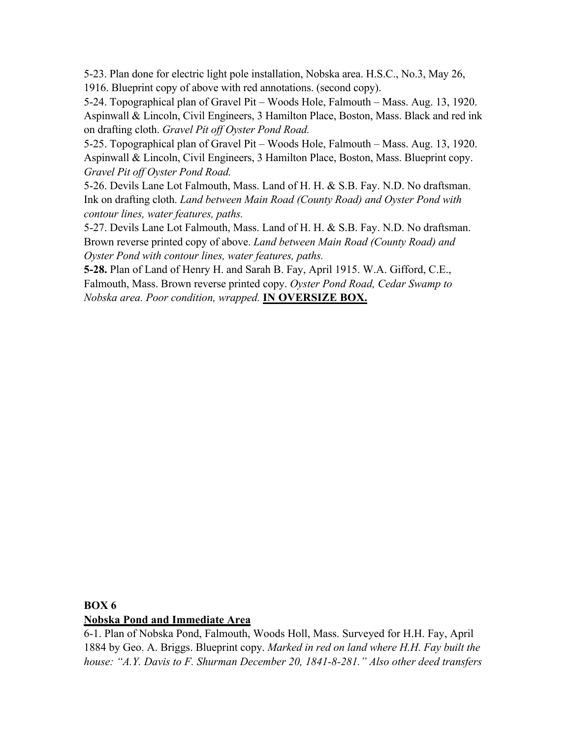5-23. Plan done for electric light pole installation, Nobska area. H.S.C., No.3, May 26, 1916. Blueprint copy of above with red annotations. (second copy).

5-24. Topographical plan of Gravel Pit – Woods Hole, Falmouth – Mass. Aug. 13, 1920. Aspinwall & Lincoln, Civil Engineers, 3 Hamilton Place, Boston, Mass. Black and red ink on drafting cloth. *Gravel Pit off Oyster Pond Road.*

5-25. Topographical plan of Gravel Pit – Woods Hole, Falmouth – Mass. Aug. 13, 1920. Aspinwall & Lincoln, Civil Engineers, 3 Hamilton Place, Boston, Mass. Blueprint copy. *Gravel Pit off Oyster Pond Road.*

5-26. Devils Lane Lot Falmouth, Mass. Land of H. H. & S.B. Fay. N.D. No draftsman. Ink on drafting cloth. *Land between Main Road (County Road) and Oyster Pond with contour lines, water features, paths.*

5-27. Devils Lane Lot Falmouth, Mass. Land of H. H. & S.B. Fay. N.D. No draftsman. Brown reverse printed copy of above. *Land between Main Road (County Road) and Oyster Pond with contour lines, water features, paths.*

**5-28.** Plan of Land of Henry H. and Sarah B. Fay, April 1915. W.A. Gifford, C.E., Falmouth, Mass. Brown reverse printed copy. *Oyster Pond Road, Cedar Swamp to Nobska area. Poor condition, wrapped.* **IN OVERSIZE BOX.**

## BOX 6

### Nobska Pond and Immediate Area

6-1. Plan of Nobska Pond, Falmouth, Woods Holl, Mass. Surveyed for H.H. Fay, April 1884 by Geo. A. Briggs. Blueprint copy. *Marked in red on land where H.H. Fay built the house: "A.Y. Davis to F. Shurman December 20, 1841-8-281." Also other deed transfers*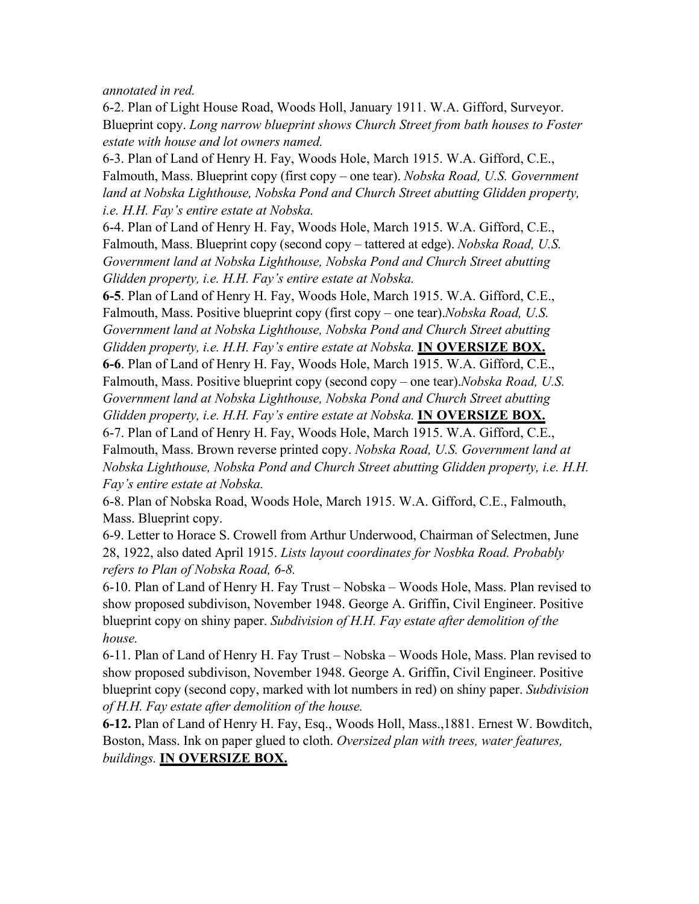*annotated in red.*

6-2. Plan of Light House Road, Woods Holl, January 1911. W.A. Gifford, Surveyor. Blueprint copy. *Long narrow blueprint shows Church Street from bath houses to Foster estate with house and lot owners named.*

6-3. Plan of Land of Henry H. Fay, Woods Hole, March 1915. W.A. Gifford, C.E., Falmouth, Mass. Blueprint copy (first copy – one tear). *Nobska Road, U.S. Government land at Nobska Lighthouse, Nobska Pond and Church Street abutting Glidden property, i.e. H.H. Fay's entire estate at Nobska.*

6-4. Plan of Land of Henry H. Fay, Woods Hole, March 1915. W.A. Gifford, C.E., Falmouth, Mass. Blueprint copy (second copy – tattered at edge). *Nobska Road, U.S. Government land at Nobska Lighthouse, Nobska Pond and Church Street abutting Glidden property, i.e. H.H. Fay's entire estate at Nobska.*

**6-5**. Plan of Land of Henry H. Fay, Woods Hole, March 1915. W.A. Gifford, C.E., Falmouth, Mass. Positive blueprint copy (first copy – one tear).*Nobska Road, U.S. Government land at Nobska Lighthouse, Nobska Pond and Church Street abutting Glidden property, i.e. H.H. Fay's entire estate at Nobska.* **IN OVERSIZE BOX.**

**6-6**. Plan of Land of Henry H. Fay, Woods Hole, March 1915. W.A. Gifford, C.E., Falmouth, Mass. Positive blueprint copy (second copy – one tear).*Nobska Road, U.S. Government land at Nobska Lighthouse, Nobska Pond and Church Street abutting Glidden property, i.e. H.H. Fay's entire estate at Nobska.* **IN OVERSIZE BOX.**

6-7. Plan of Land of Henry H. Fay, Woods Hole, March 1915. W.A. Gifford, C.E., Falmouth, Mass. Brown reverse printed copy. *Nobska Road, U.S. Government land at Nobska Lighthouse, Nobska Pond and Church Street abutting Glidden property, i.e. H.H. Fay's entire estate at Nobska.*

6-8. Plan of Nobska Road, Woods Hole, March 1915. W.A. Gifford, C.E., Falmouth, Mass. Blueprint copy.

6-9. Letter to Horace S. Crowell from Arthur Underwood, Chairman of Selectmen, June 28, 1922, also dated April 1915. *Lists layout coordinates for Nosbka Road. Probably refers to Plan of Nobska Road, 6-8.*

6-10. Plan of Land of Henry H. Fay Trust – Nobska – Woods Hole, Mass. Plan revised to show proposed subdivison, November 1948. George A. Griffin, Civil Engineer. Positive blueprint copy on shiny paper. *Subdivision of H.H. Fay estate after demolition of the house.*

6-11. Plan of Land of Henry H. Fay Trust – Nobska – Woods Hole, Mass. Plan revised to show proposed subdivison, November 1948. George A. Griffin, Civil Engineer. Positive blueprint copy (second copy, marked with lot numbers in red) on shiny paper. *Subdivision of H.H. Fay estate after demolition of the house.*

**6-12.** Plan of Land of Henry H. Fay, Esq., Woods Holl, Mass.,1881. Ernest W. Bowditch, Boston, Mass. Ink on paper glued to cloth. *Oversized plan with trees, water features, buildings.* **IN OVERSIZE BOX.**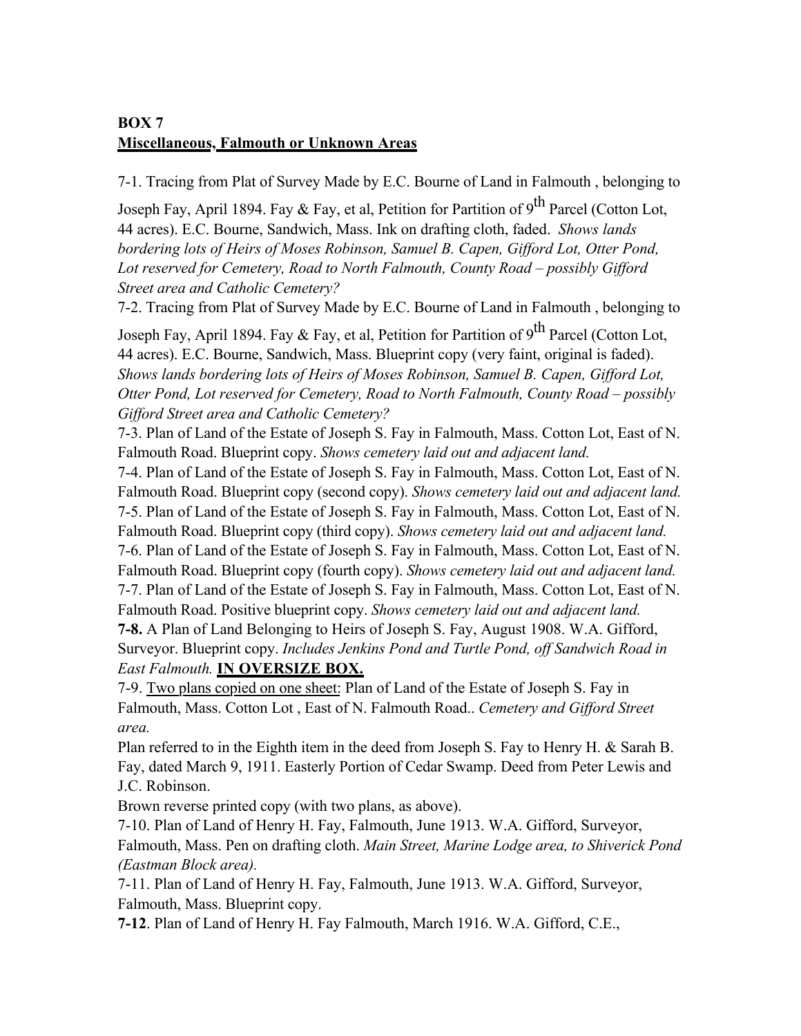**BOX 7**
**<u>Miscellaneous, Falmouth or Unknown Areas</u>**

7-1. Tracing from Plat of Survey Made by E.C. Bourne of Land in Falmouth , belonging to Joseph Fay, April 1894. Fay & Fay, et al, Petition for Partition of 9th Parcel (Cotton Lot, 44 acres). E.C. Bourne, Sandwich, Mass. Ink on drafting cloth, faded. *Shows lands bordering lots of Heirs of Moses Robinson, Samuel B. Capen, Gifford Lot, Otter Pond, Lot reserved for Cemetery, Road to North Falmouth, County Road – possibly Gifford Street area and Catholic Cemetery?*

7-2. Tracing from Plat of Survey Made by E.C. Bourne of Land in Falmouth , belonging to Joseph Fay, April 1894. Fay & Fay, et al, Petition for Partition of 9th Parcel (Cotton Lot, 44 acres). E.C. Bourne, Sandwich, Mass. Blueprint copy (very faint, original is faded). *Shows lands bordering lots of Heirs of Moses Robinson, Samuel B. Capen, Gifford Lot, Otter Pond, Lot reserved for Cemetery, Road to North Falmouth, County Road – possibly Gifford Street area and Catholic Cemetery?*

7-3. Plan of Land of the Estate of Joseph S. Fay in Falmouth, Mass. Cotton Lot, East of N. Falmouth Road. Blueprint copy. *Shows cemetery laid out and adjacent land.*

7-4. Plan of Land of the Estate of Joseph S. Fay in Falmouth, Mass. Cotton Lot, East of N. Falmouth Road. Blueprint copy (second copy). *Shows cemetery laid out and adjacent land.*

7-5. Plan of Land of the Estate of Joseph S. Fay in Falmouth, Mass. Cotton Lot, East of N. Falmouth Road. Blueprint copy (third copy). *Shows cemetery laid out and adjacent land.*

7-6. Plan of Land of the Estate of Joseph S. Fay in Falmouth, Mass. Cotton Lot, East of N. Falmouth Road. Blueprint copy (fourth copy). *Shows cemetery laid out and adjacent land.*

7-7. Plan of Land of the Estate of Joseph S. Fay in Falmouth, Mass. Cotton Lot, East of N. Falmouth Road. Positive blueprint copy. *Shows cemetery laid out and adjacent land.*

**7-8.** A Plan of Land Belonging to Heirs of Joseph S. Fay, August 1908. W.A. Gifford, Surveyor. Blueprint copy. *Includes Jenkins Pond and Turtle Pond, off Sandwich Road in East Falmouth.* **<u>IN OVERSIZE BOX.</u>**

7-9. <u>Two plans copied on one sheet:</u> Plan of Land of the Estate of Joseph S. Fay in Falmouth, Mass. Cotton Lot , East of N. Falmouth Road.. *Cemetery and Gifford Street area.*

Plan referred to in the Eighth item in the deed from Joseph S. Fay to Henry H. & Sarah B. Fay, dated March 9, 1911. Easterly Portion of Cedar Swamp. Deed from Peter Lewis and J.C. Robinson.

Brown reverse printed copy (with two plans, as above).

7-10. Plan of Land of Henry H. Fay, Falmouth, June 1913. W.A. Gifford, Surveyor, Falmouth, Mass. Pen on drafting cloth. *Main Street, Marine Lodge area, to Shiverick Pond (Eastman Block area).*

7-11. Plan of Land of Henry H. Fay, Falmouth, June 1913. W.A. Gifford, Surveyor, Falmouth, Mass. Blueprint copy.

**7-12**. Plan of Land of Henry H. Fay Falmouth, March 1916. W.A. Gifford, C.E.,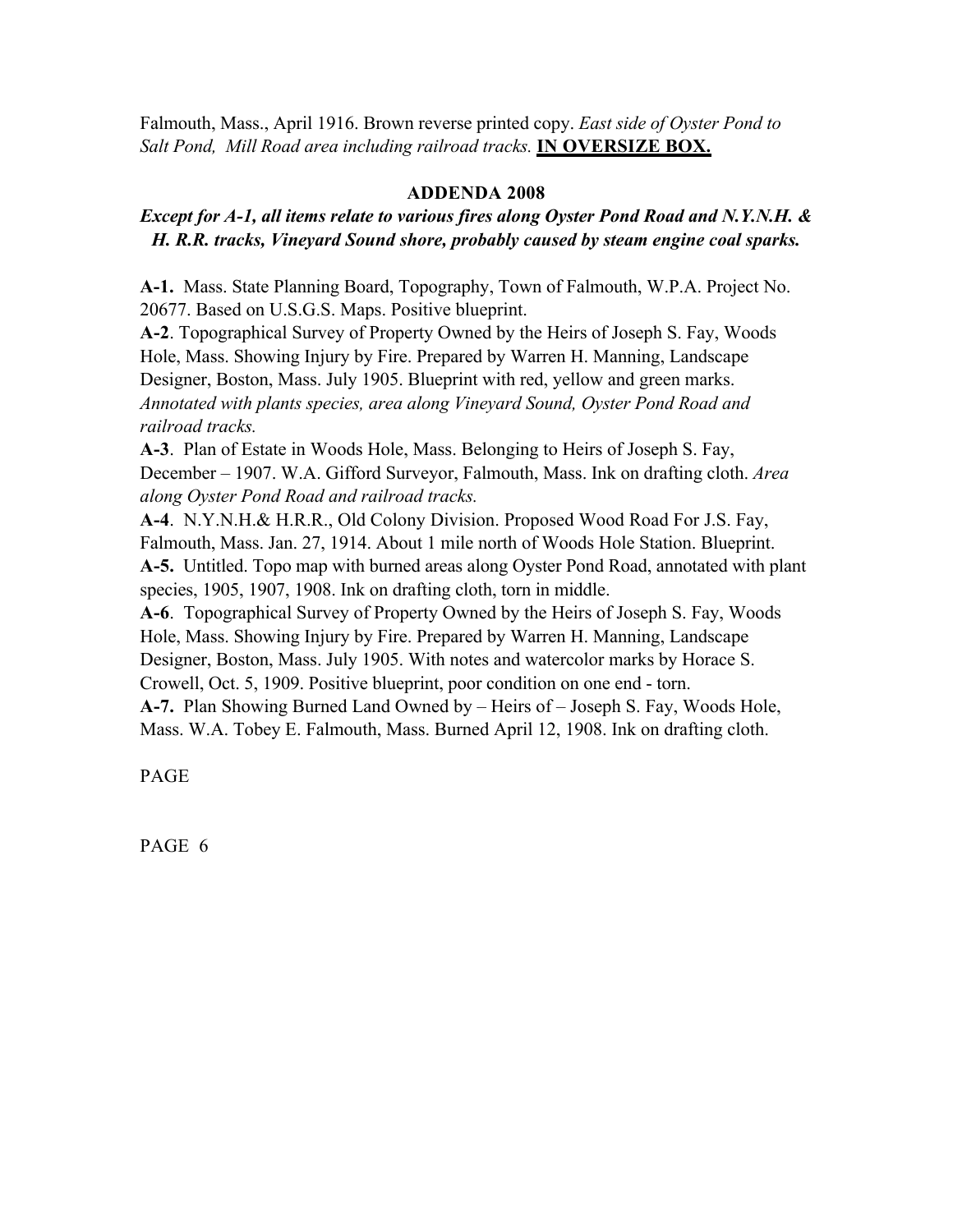Falmouth, Mass., April 1916. Brown reverse printed copy. *East side of Oyster Pond to Salt Pond, Mill Road area including railroad tracks.* **IN OVERSIZE BOX.**

## ADDENDA 2008

***Except for A-1, all items relate to various fires along Oyster Pond Road and N.Y.N.H. & H. R.R. tracks, Vineyard Sound shore, probably caused by steam engine coal sparks.***

**A-1.** Mass. State Planning Board, Topography, Town of Falmouth, W.P.A. Project No. 20677. Based on U.S.G.S. Maps. Positive blueprint.

**A-2**. Topographical Survey of Property Owned by the Heirs of Joseph S. Fay, Woods Hole, Mass. Showing Injury by Fire. Prepared by Warren H. Manning, Landscape Designer, Boston, Mass. July 1905. Blueprint with red, yellow and green marks. *Annotated with plants species, area along Vineyard Sound, Oyster Pond Road and railroad tracks.*

**A-3**. Plan of Estate in Woods Hole, Mass. Belonging to Heirs of Joseph S. Fay, December – 1907. W.A. Gifford Surveyor, Falmouth, Mass. Ink on drafting cloth. *Area along Oyster Pond Road and railroad tracks.*

**A-4**. N.Y.N.H.& H.R.R., Old Colony Division. Proposed Wood Road For J.S. Fay, Falmouth, Mass. Jan. 27, 1914. About 1 mile north of Woods Hole Station. Blueprint.

**A-5.** Untitled. Topo map with burned areas along Oyster Pond Road, annotated with plant species, 1905, 1907, 1908. Ink on drafting cloth, torn in middle.

**A-6**. Topographical Survey of Property Owned by the Heirs of Joseph S. Fay, Woods Hole, Mass. Showing Injury by Fire. Prepared by Warren H. Manning, Landscape Designer, Boston, Mass. July 1905. With notes and watercolor marks by Horace S. Crowell, Oct. 5, 1909. Positive blueprint, poor condition on one end - torn.

**A-7.** Plan Showing Burned Land Owned by – Heirs of – Joseph S. Fay, Woods Hole, Mass. W.A. Tobey E. Falmouth, Mass. Burned April 12, 1908. Ink on drafting cloth.

PAGE